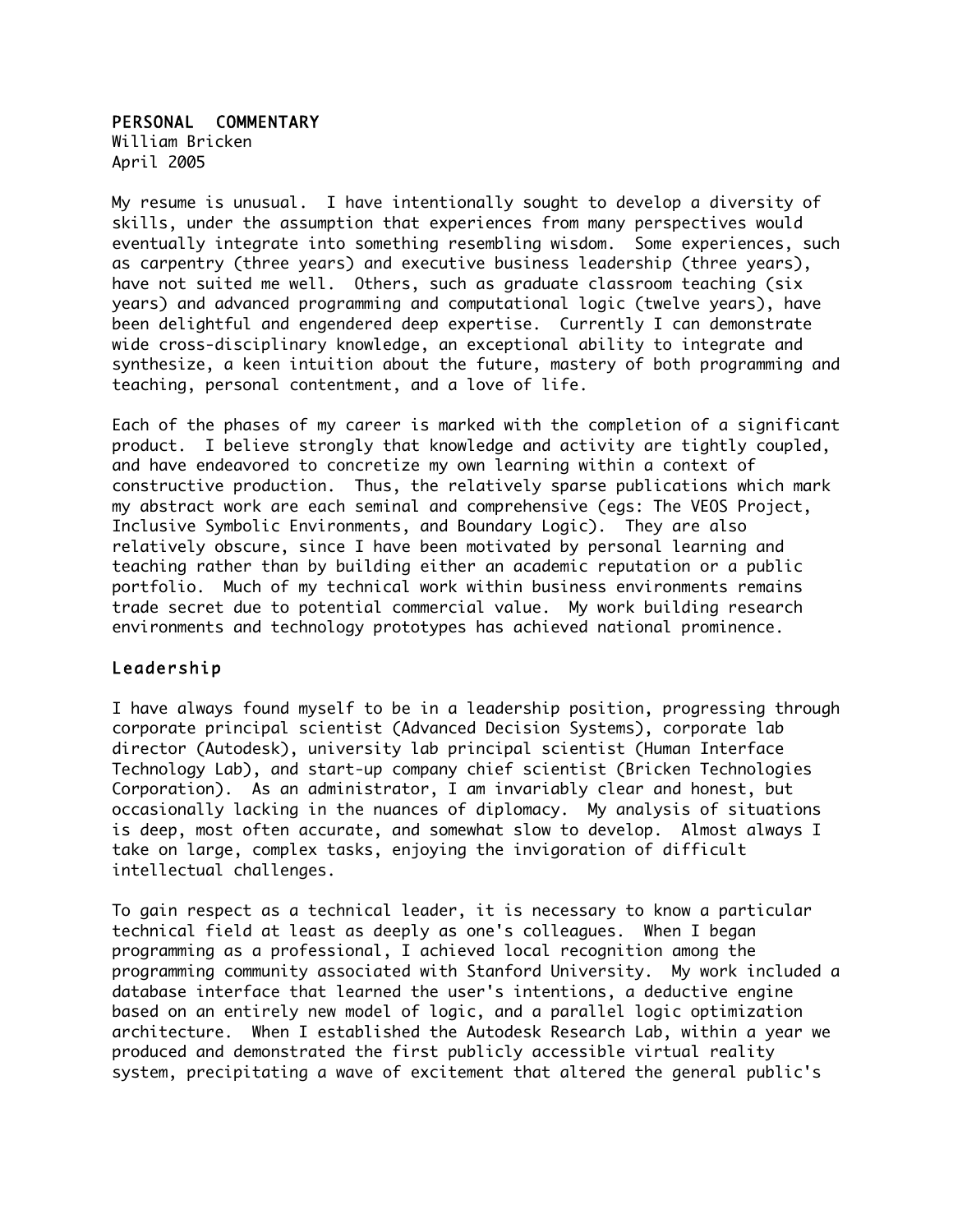# PERSONAL COMMENTARY

William Bricken
April 2005

My resume is unusual. I have intentionally sought to develop a diversity of skills, under the assumption that experiences from many perspectives would eventually integrate into something resembling wisdom. Some experiences, such as carpentry (three years) and executive business leadership (three years), have not suited me well. Others, such as graduate classroom teaching (six years) and advanced programming and computational logic (twelve years), have been delightful and engendered deep expertise. Currently I can demonstrate wide cross-disciplinary knowledge, an exceptional ability to integrate and synthesize, a keen intuition about the future, mastery of both programming and teaching, personal contentment, and a love of life.

Each of the phases of my career is marked with the completion of a significant product. I believe strongly that knowledge and activity are tightly coupled, and have endeavored to concretize my own learning within a context of constructive production. Thus, the relatively sparse publications which mark my abstract work are each seminal and comprehensive (egs: The VEOS Project, Inclusive Symbolic Environments, and Boundary Logic). They are also relatively obscure, since I have been motivated by personal learning and teaching rather than by building either an academic reputation or a public portfolio. Much of my technical work within business environments remains trade secret due to potential commercial value. My work building research environments and technology prototypes has achieved national prominence.

## Leadership

I have always found myself to be in a leadership position, progressing through corporate principal scientist (Advanced Decision Systems), corporate lab director (Autodesk), university lab principal scientist (Human Interface Technology Lab), and start-up company chief scientist (Bricken Technologies Corporation). As an administrator, I am invariably clear and honest, but occasionally lacking in the nuances of diplomacy. My analysis of situations is deep, most often accurate, and somewhat slow to develop. Almost always I take on large, complex tasks, enjoying the invigoration of difficult intellectual challenges.

To gain respect as a technical leader, it is necessary to know a particular technical field at least as deeply as one's colleagues. When I began programming as a professional, I achieved local recognition among the programming community associated with Stanford University. My work included a database interface that learned the user's intentions, a deductive engine based on an entirely new model of logic, and a parallel logic optimization architecture. When I established the Autodesk Research Lab, within a year we produced and demonstrated the first publicly accessible virtual reality system, precipitating a wave of excitement that altered the general public's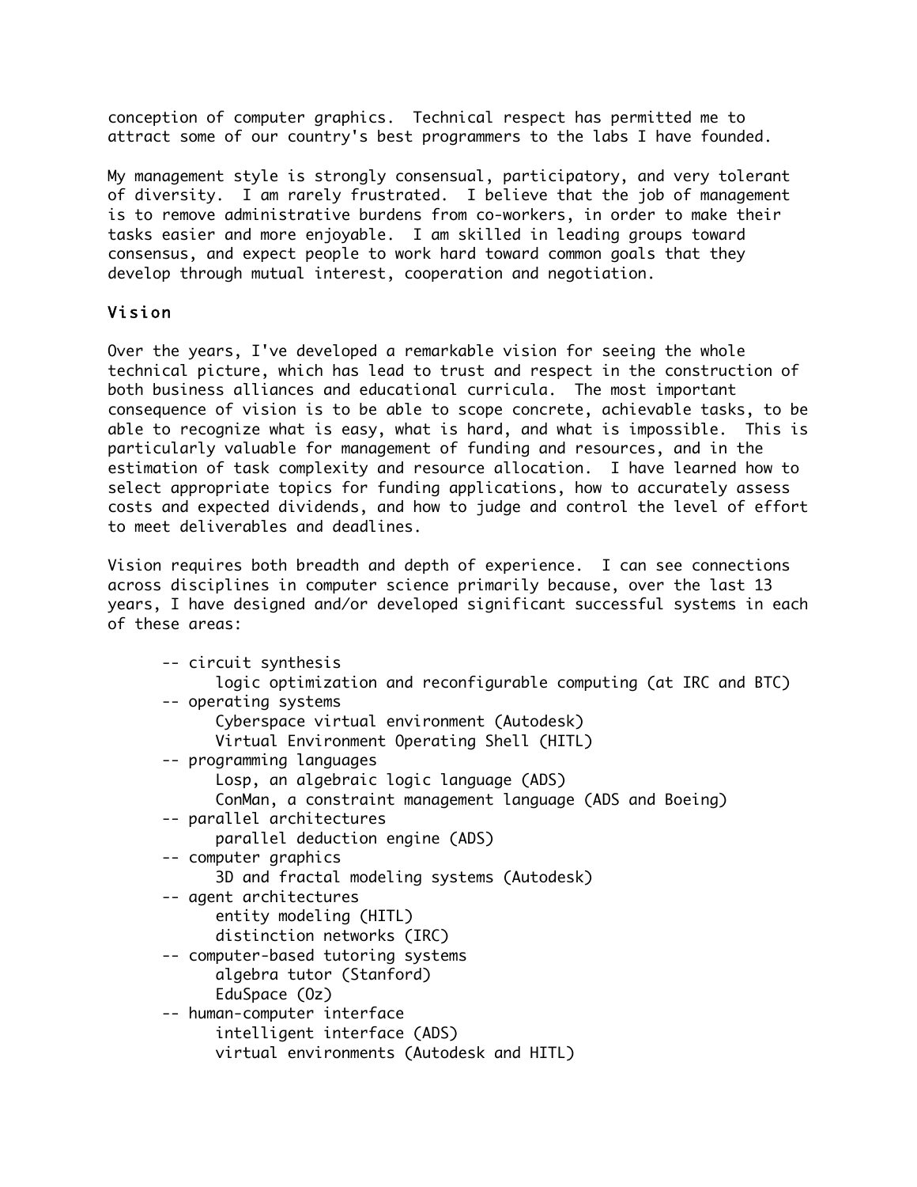conception of computer graphics. Technical respect has permitted me to attract some of our country's best programmers to the labs I have founded.

My management style is strongly consensual, participatory, and very tolerant of diversity. I am rarely frustrated. I believe that the job of management is to remove administrative burdens from co-workers, in order to make their tasks easier and more enjoyable. I am skilled in leading groups toward consensus, and expect people to work hard toward common goals that they develop through mutual interest, cooperation and negotiation.

## Vision

Over the years, I've developed a remarkable vision for seeing the whole technical picture, which has lead to trust and respect in the construction of both business alliances and educational curricula. The most important consequence of vision is to be able to scope concrete, achievable tasks, to be able to recognize what is easy, what is hard, and what is impossible. This is particularly valuable for management of funding and resources, and in the estimation of task complexity and resource allocation. I have learned how to select appropriate topics for funding applications, how to accurately assess costs and expected dividends, and how to judge and control the level of effort to meet deliverables and deadlines.

Vision requires both breadth and depth of experience. I can see connections across disciplines in computer science primarily because, over the last 13 years, I have designed and/or developed significant successful systems in each of these areas:

- circuit synthesis
  - logic optimization and reconfigurable computing (at IRC and BTC)
- operating systems
  - Cyberspace virtual environment (Autodesk)
  - Virtual Environment Operating Shell (HITL)
- programming languages
  - Losp, an algebraic logic language (ADS)
  - ConMan, a constraint management language (ADS and Boeing)
- parallel architectures
  - parallel deduction engine (ADS)
- computer graphics
  - 3D and fractal modeling systems (Autodesk)
- agent architectures
  - entity modeling (HITL)
  - distinction networks (IRC)
- computer-based tutoring systems
  - algebra tutor (Stanford)
  - EduSpace (Oz)
- human-computer interface
  - intelligent interface (ADS)
  - virtual environments (Autodesk and HITL)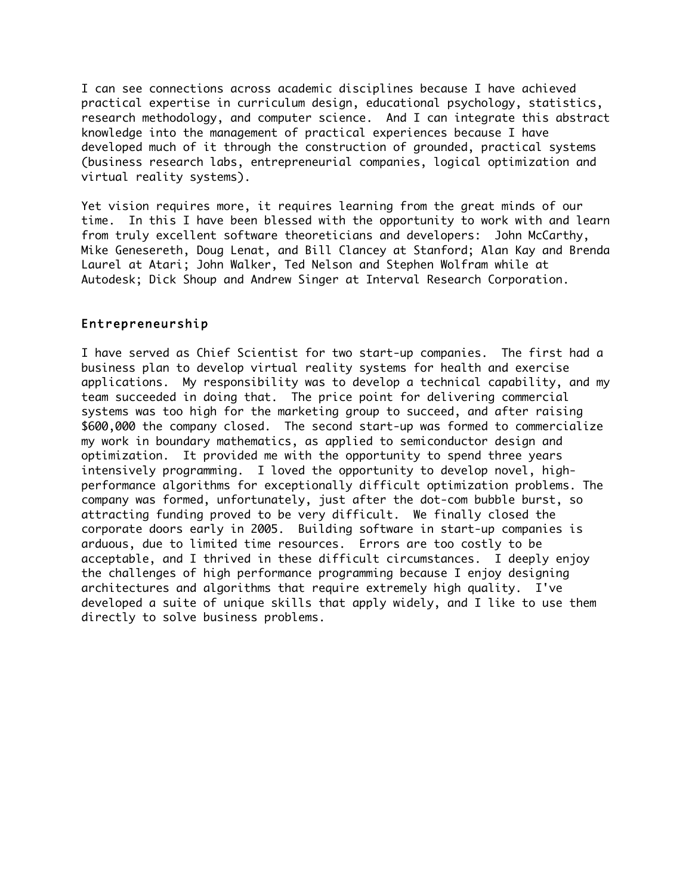I can see connections across academic disciplines because I have achieved practical expertise in curriculum design, educational psychology, statistics, research methodology, and computer science. And I can integrate this abstract knowledge into the management of practical experiences because I have developed much of it through the construction of grounded, practical systems (business research labs, entrepreneurial companies, logical optimization and virtual reality systems).

Yet vision requires more, it requires learning from the great minds of our time. In this I have been blessed with the opportunity to work with and learn from truly excellent software theoreticians and developers: John McCarthy, Mike Genesereth, Doug Lenat, and Bill Clancey at Stanford; Alan Kay and Brenda Laurel at Atari; John Walker, Ted Nelson and Stephen Wolfram while at Autodesk; Dick Shoup and Andrew Singer at Interval Research Corporation.

## Entrepreneurship

I have served as Chief Scientist for two start-up companies. The first had a business plan to develop virtual reality systems for health and exercise applications. My responsibility was to develop a technical capability, and my team succeeded in doing that. The price point for delivering commercial systems was too high for the marketing group to succeed, and after raising $600,000 the company closed. The second start-up was formed to commercialize my work in boundary mathematics, as applied to semiconductor design and optimization. It provided me with the opportunity to spend three years intensively programming. I loved the opportunity to develop novel, high-performance algorithms for exceptionally difficult optimization problems. The company was formed, unfortunately, just after the dot-com bubble burst, so attracting funding proved to be very difficult. We finally closed the corporate doors early in 2005. Building software in start-up companies is arduous, due to limited time resources. Errors are too costly to be acceptable, and I thrived in these difficult circumstances. I deeply enjoy the challenges of high performance programming because I enjoy designing architectures and algorithms that require extremely high quality. I've developed a suite of unique skills that apply widely, and I like to use them directly to solve business problems.